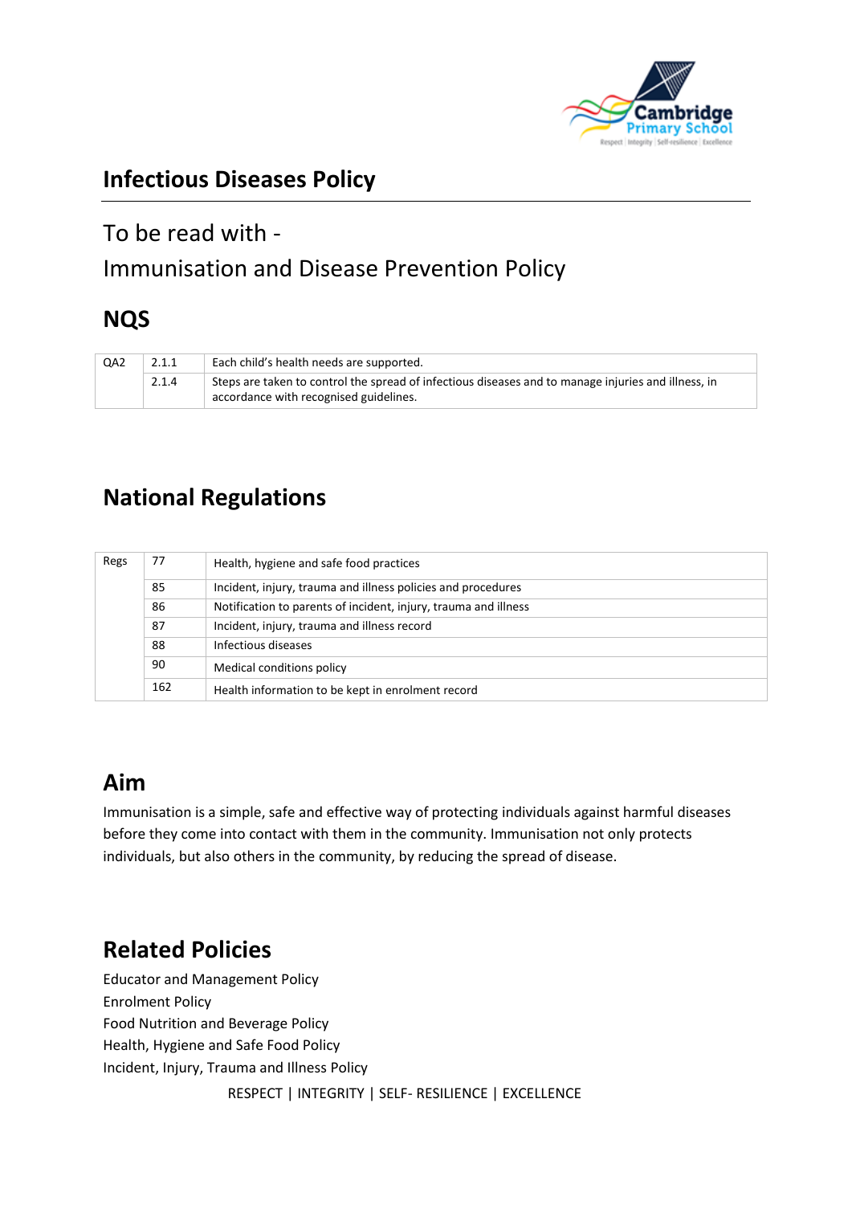# Infectious Diseases Policy

To be read with -

Immunisation and Disease Prevention Policy

## NQS

| QA2 | 2.1.1 | Each child's health needs are supported. |
|---|---|---|
| | 2.1.4 | Steps are taken to control the spread of infectious diseases and to manage injuries and illness, in accordance with recognised guidelines. |

## National Regulations

| Regs | 77 | Health, hygiene and safe food practices |
|---|---|---|
| | 85 | Incident, injury, trauma and illness policies and procedures |
| | 86 | Notification to parents of incident, injury, trauma and illness |
| | 87 | Incident, injury, trauma and illness record |
| | 88 | Infectious diseases |
| | 90 | Medical conditions policy |
| | 162 | Health information to be kept in enrolment record |

## Aim

Immunisation is a simple, safe and effective way of protecting individuals against harmful diseases before they come into contact with them in the community. Immunisation not only protects individuals, but also others in the community, by reducing the spread of disease.

## Related Policies

Educator and Management Policy
Enrolment Policy
Food Nutrition and Beverage Policy
Health, Hygiene and Safe Food Policy
Incident, Injury, Trauma and Illness Policy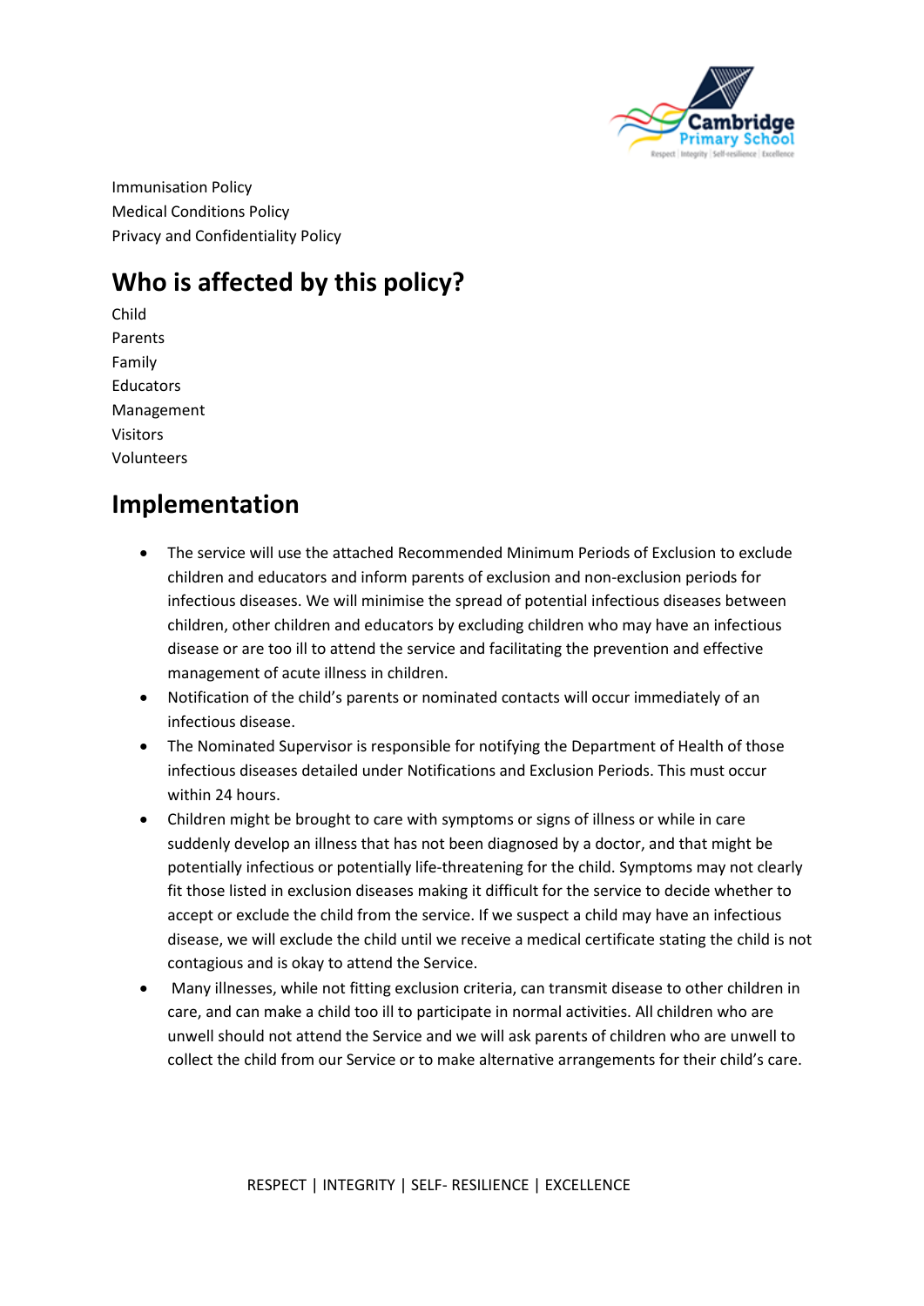Immunisation Policy
Medical Conditions Policy
Privacy and Confidentiality Policy

## Who is affected by this policy?

Child
Parents
Family
Educators
Management
Visitors
Volunteers

## Implementation

- The service will use the attached Recommended Minimum Periods of Exclusion to exclude children and educators and inform parents of exclusion and non-exclusion periods for infectious diseases. We will minimise the spread of potential infectious diseases between children, other children and educators by excluding children who may have an infectious disease or are too ill to attend the service and facilitating the prevention and effective management of acute illness in children.
- Notification of the child's parents or nominated contacts will occur immediately of an infectious disease.
- The Nominated Supervisor is responsible for notifying the Department of Health of those infectious diseases detailed under Notifications and Exclusion Periods. This must occur within 24 hours.
- Children might be brought to care with symptoms or signs of illness or while in care suddenly develop an illness that has not been diagnosed by a doctor, and that might be potentially infectious or potentially life-threatening for the child. Symptoms may not clearly fit those listed in exclusion diseases making it difficult for the service to decide whether to accept or exclude the child from the service. If we suspect a child may have an infectious disease, we will exclude the child until we receive a medical certificate stating the child is not contagious and is okay to attend the Service.
- Many illnesses, while not fitting exclusion criteria, can transmit disease to other children in care, and can make a child too ill to participate in normal activities. All children who are unwell should not attend the Service and we will ask parents of children who are unwell to collect the child from our Service or to make alternative arrangements for their child's care.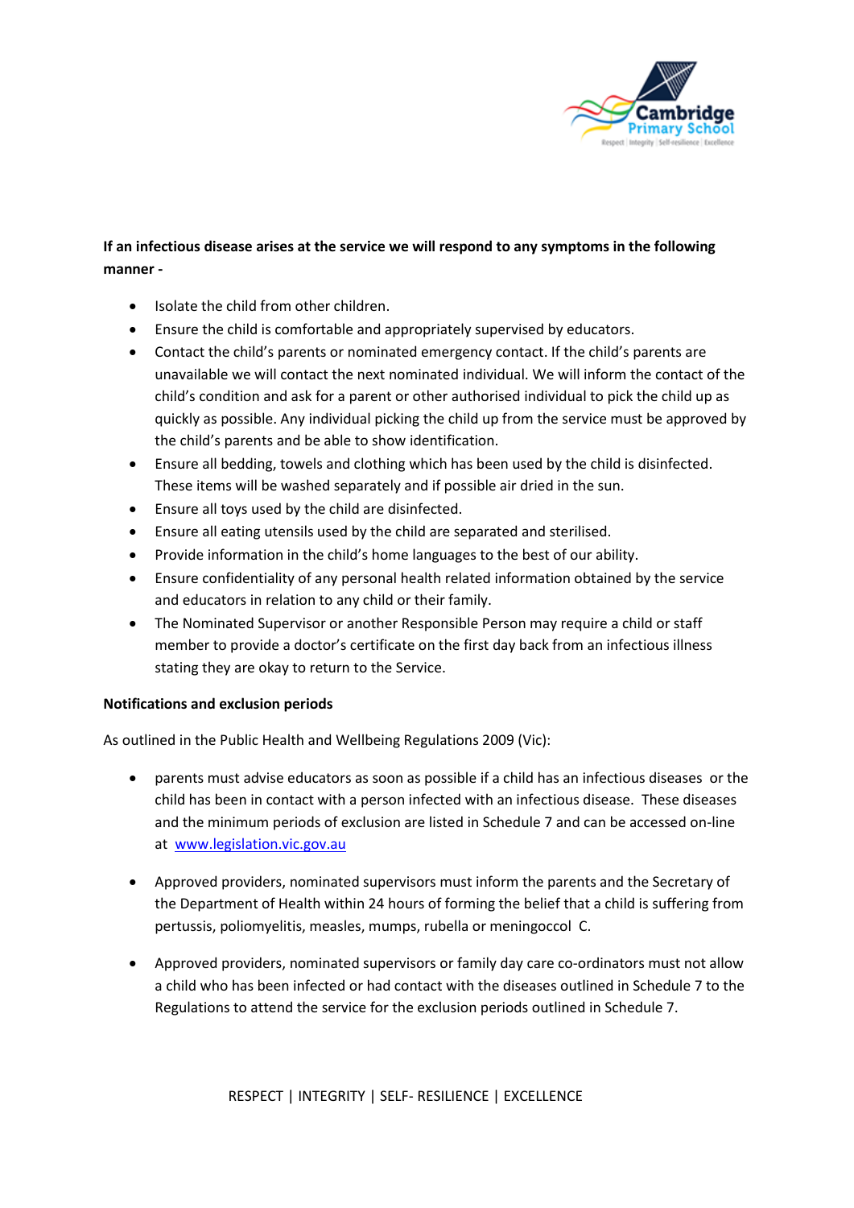**If an infectious disease arises at the service we will respond to any symptoms in the following manner -**

- Isolate the child from other children.
- Ensure the child is comfortable and appropriately supervised by educators.
- Contact the child's parents or nominated emergency contact. If the child's parents are unavailable we will contact the next nominated individual. We will inform the contact of the child's condition and ask for a parent or other authorised individual to pick the child up as quickly as possible. Any individual picking the child up from the service must be approved by the child's parents and be able to show identification.
- Ensure all bedding, towels and clothing which has been used by the child is disinfected. These items will be washed separately and if possible air dried in the sun.
- Ensure all toys used by the child are disinfected.
- Ensure all eating utensils used by the child are separated and sterilised.
- Provide information in the child's home languages to the best of our ability.
- Ensure confidentiality of any personal health related information obtained by the service and educators in relation to any child or their family.
- The Nominated Supervisor or another Responsible Person may require a child or staff member to provide a doctor's certificate on the first day back from an infectious illness stating they are okay to return to the Service.

**Notifications and exclusion periods**

As outlined in the Public Health and Wellbeing Regulations 2009 (Vic):

- parents must advise educators as soon as possible if a child has an infectious diseases or the child has been in contact with a person infected with an infectious disease. These diseases and the minimum periods of exclusion are listed in Schedule 7 and can be accessed on-line at [www.legislation.vic.gov.au](http://www.legislation.vic.gov.au)

- Approved providers, nominated supervisors must inform the parents and the Secretary of the Department of Health within 24 hours of forming the belief that a child is suffering from pertussis, poliomyelitis, measles, mumps, rubella or meningoccol C.

- Approved providers, nominated supervisors or family day care co-ordinators must not allow a child who has been infected or had contact with the diseases outlined in Schedule 7 to the Regulations to attend the service for the exclusion periods outlined in Schedule 7.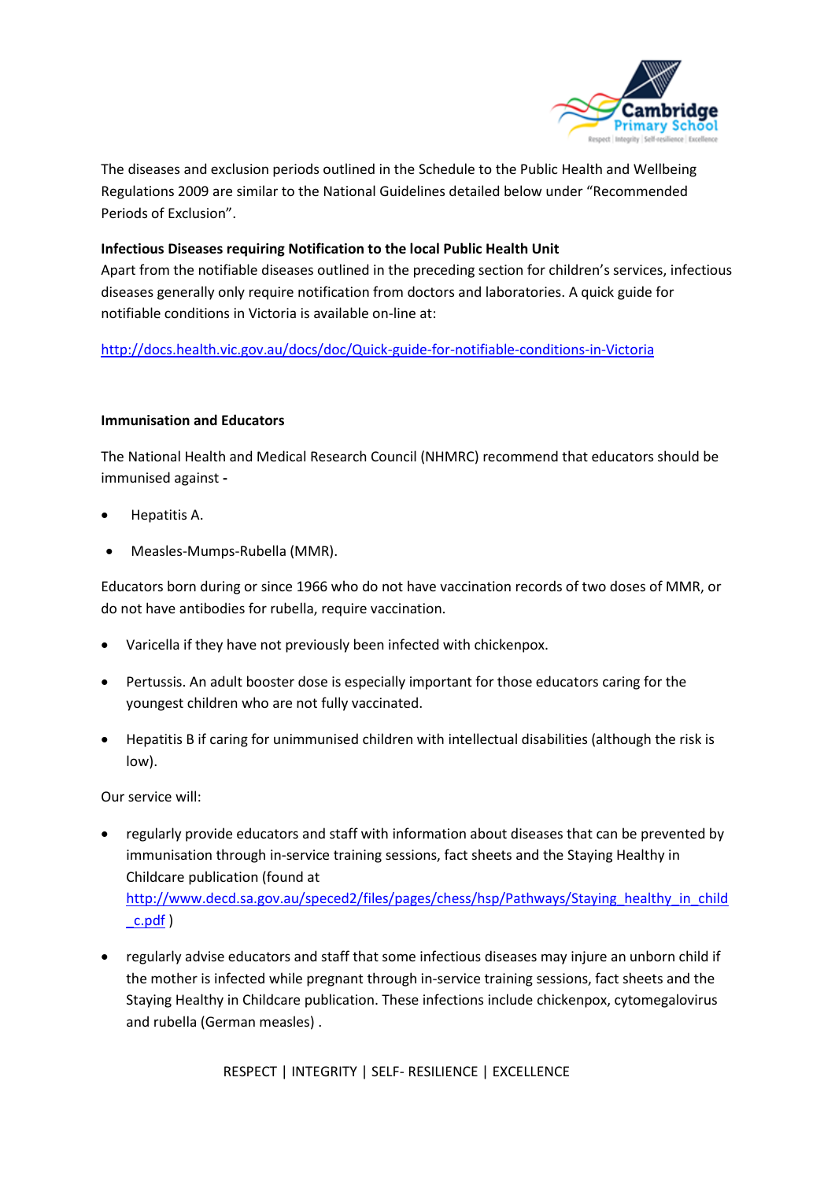The diseases and exclusion periods outlined in the Schedule to the Public Health and Wellbeing Regulations 2009 are similar to the National Guidelines detailed below under "Recommended Periods of Exclusion".

**Infectious Diseases requiring Notification to the local Public Health Unit**

Apart from the notifiable diseases outlined in the preceding section for children's services, infectious diseases generally only require notification from doctors and laboratories. A quick guide for notifiable conditions in Victoria is available on-line at:

http://docs.health.vic.gov.au/docs/doc/Quick-guide-for-notifiable-conditions-in-Victoria

**Immunisation and Educators**

The National Health and Medical Research Council (NHMRC) recommend that educators should be immunised against **-**

- Hepatitis A.
- Measles-Mumps-Rubella (MMR).

Educators born during or since 1966 who do not have vaccination records of two doses of MMR, or do not have antibodies for rubella, require vaccination.

- Varicella if they have not previously been infected with chickenpox.
- Pertussis. An adult booster dose is especially important for those educators caring for the youngest children who are not fully vaccinated.
- Hepatitis B if caring for unimmunised children with intellectual disabilities (although the risk is low).

Our service will:

- regularly provide educators and staff with information about diseases that can be prevented by immunisation through in-service training sessions, fact sheets and the Staying Healthy in Childcare publication (found at http://www.decd.sa.gov.au/speced2/files/pages/chess/hsp/Pathways/Staying_healthy_in_child_c.pdf )
- regularly advise educators and staff that some infectious diseases may injure an unborn child if the mother is infected while pregnant through in-service training sessions, fact sheets and the Staying Healthy in Childcare publication. These infections include chickenpox, cytomegalovirus and rubella (German measles) .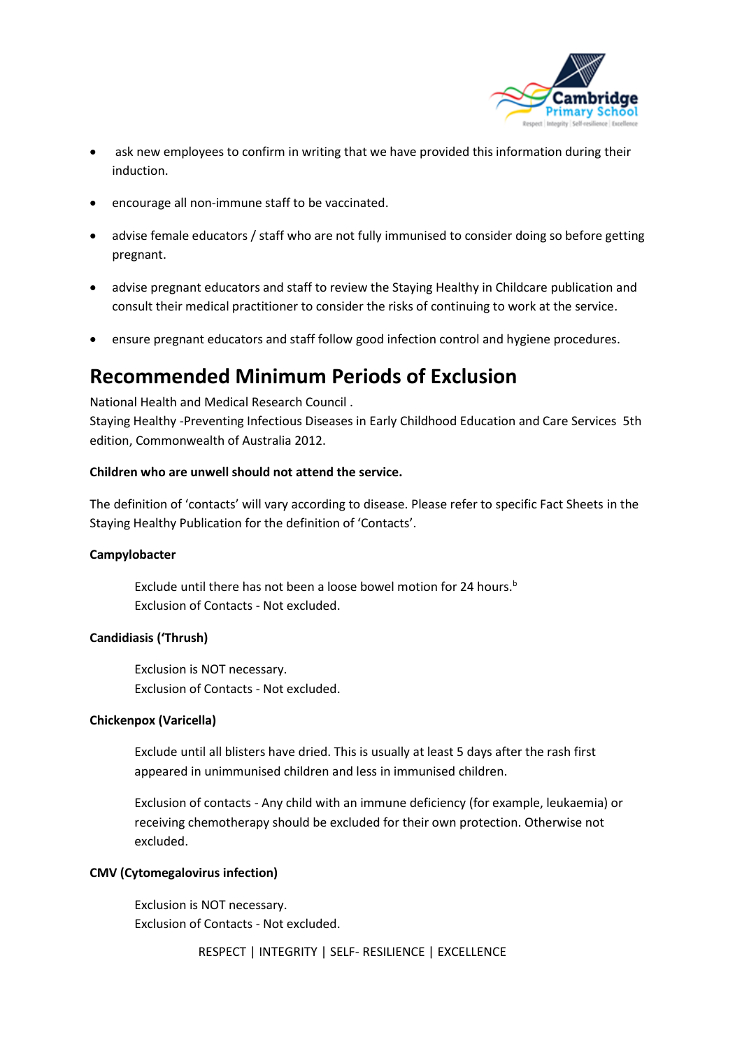- ask new employees to confirm in writing that we have provided this information during their induction.
- encourage all non-immune staff to be vaccinated.
- advise female educators / staff who are not fully immunised to consider doing so before getting pregnant.
- advise pregnant educators and staff to review the Staying Healthy in Childcare publication and consult their medical practitioner to consider the risks of continuing to work at the service.
- ensure pregnant educators and staff follow good infection control and hygiene procedures.

# Recommended Minimum Periods of Exclusion

National Health and Medical Research Council .
Staying Healthy -Preventing Infectious Diseases in Early Childhood Education and Care Services 5th edition, Commonwealth of Australia 2012.

**Children who are unwell should not attend the service.**

The definition of 'contacts' will vary according to disease. Please refer to specific Fact Sheets in the Staying Healthy Publication for the definition of 'Contacts'.

**Campylobacter**

> Exclude until there has not been a loose bowel motion for 24 hours.[b]
> Exclusion of Contacts - Not excluded.

**Candidiasis ('Thrush)**

> Exclusion is NOT necessary.
> Exclusion of Contacts - Not excluded.

**Chickenpox (Varicella)**

> Exclude until all blisters have dried. This is usually at least 5 days after the rash first appeared in unimmunised children and less in immunised children.
>
> Exclusion of contacts - Any child with an immune deficiency (for example, leukaemia) or receiving chemotherapy should be excluded for their own protection. Otherwise not excluded.

**CMV (Cytomegalovirus infection)**

> Exclusion is NOT necessary.
> Exclusion of Contacts - Not excluded.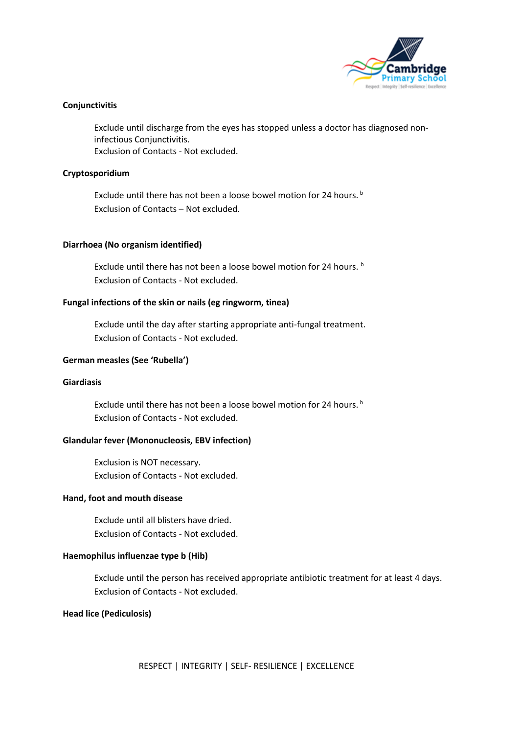**Conjunctivitis**

Exclude until discharge from the eyes has stopped unless a doctor has diagnosed non-infectious Conjunctivitis.
Exclusion of Contacts - Not excluded.

**Cryptosporidium**

Exclude until there has not been a loose bowel motion for 24 hours. [b]
Exclusion of Contacts – Not excluded.

**Diarrhoea (No organism identified)**

Exclude until there has not been a loose bowel motion for 24 hours. [b]
Exclusion of Contacts - Not excluded.

**Fungal infections of the skin or nails (eg ringworm, tinea)**

Exclude until the day after starting appropriate anti-fungal treatment.
Exclusion of Contacts - Not excluded.

**German measles (See 'Rubella')**

**Giardiasis**

Exclude until there has not been a loose bowel motion for 24 hours. [b]
Exclusion of Contacts - Not excluded.

**Glandular fever (Mononucleosis, EBV infection)**

Exclusion is NOT necessary.
Exclusion of Contacts - Not excluded.

**Hand, foot and mouth disease**

Exclude until all blisters have dried.
Exclusion of Contacts - Not excluded.

**Haemophilus influenzae type b (Hib)**

Exclude until the person has received appropriate antibiotic treatment for at least 4 days.
Exclusion of Contacts - Not excluded.

**Head lice (Pediculosis)**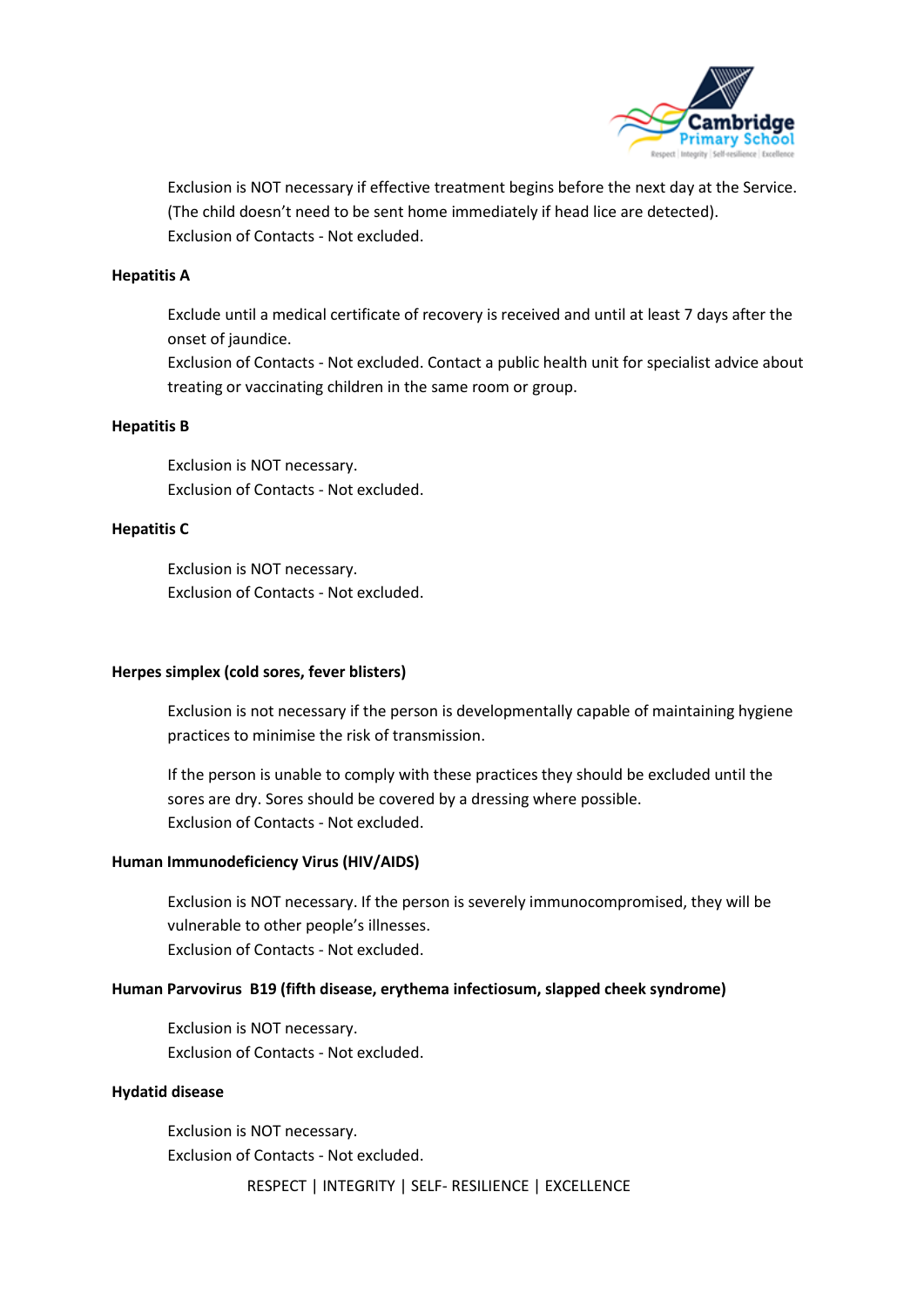Exclusion is NOT necessary if effective treatment begins before the next day at the Service. (The child doesn't need to be sent home immediately if head lice are detected).
Exclusion of Contacts - Not excluded.

**Hepatitis A**

Exclude until a medical certificate of recovery is received and until at least 7 days after the onset of jaundice.
Exclusion of Contacts - Not excluded. Contact a public health unit for specialist advice about treating or vaccinating children in the same room or group.

**Hepatitis B**

Exclusion is NOT necessary.
Exclusion of Contacts - Not excluded.

**Hepatitis C**

Exclusion is NOT necessary.
Exclusion of Contacts - Not excluded.

**Herpes simplex (cold sores, fever blisters)**

Exclusion is not necessary if the person is developmentally capable of maintaining hygiene practices to minimise the risk of transmission.

If the person is unable to comply with these practices they should be excluded until the sores are dry. Sores should be covered by a dressing where possible.
Exclusion of Contacts - Not excluded.

**Human Immunodeficiency Virus (HIV/AIDS)**

Exclusion is NOT necessary. If the person is severely immunocompromised, they will be vulnerable to other people's illnesses.
Exclusion of Contacts - Not excluded.

**Human Parvovirus B19 (fifth disease, erythema infectiosum, slapped cheek syndrome)**

Exclusion is NOT necessary.
Exclusion of Contacts - Not excluded.

**Hydatid disease**

Exclusion is NOT necessary.
Exclusion of Contacts - Not excluded.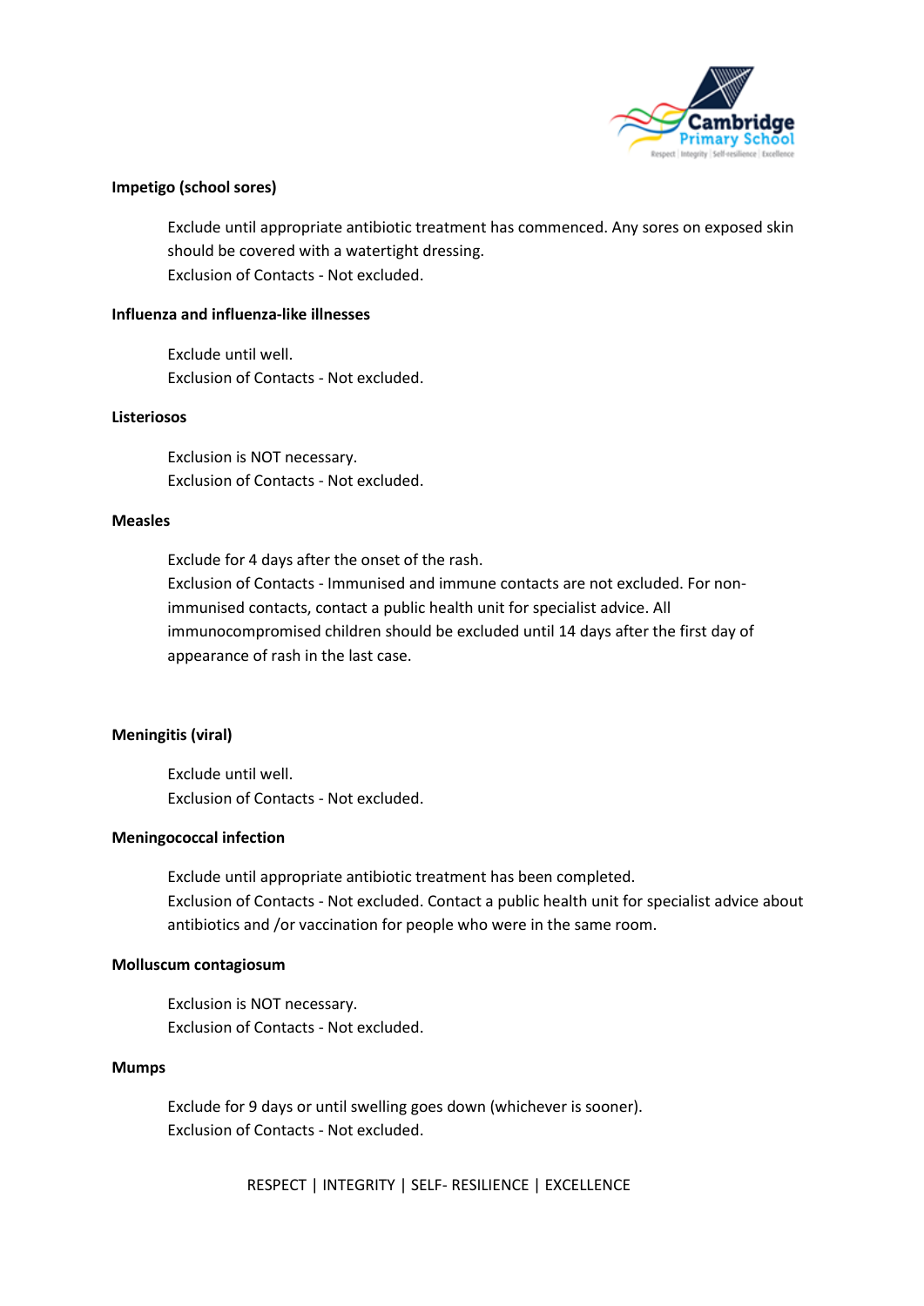**Impetigo (school sores)**

Exclude until appropriate antibiotic treatment has commenced. Any sores on exposed skin should be covered with a watertight dressing.
Exclusion of Contacts - Not excluded.

**Influenza and influenza-like illnesses**

Exclude until well.
Exclusion of Contacts - Not excluded.

**Listeriosos**

Exclusion is NOT necessary.
Exclusion of Contacts - Not excluded.

**Measles**

Exclude for 4 days after the onset of the rash.
Exclusion of Contacts - Immunised and immune contacts are not excluded. For non-immunised contacts, contact a public health unit for specialist advice. All immunocompromised children should be excluded until 14 days after the first day of appearance of rash in the last case.

**Meningitis (viral)**

Exclude until well.
Exclusion of Contacts - Not excluded.

**Meningococcal infection**

Exclude until appropriate antibiotic treatment has been completed.
Exclusion of Contacts - Not excluded. Contact a public health unit for specialist advice about antibiotics and /or vaccination for people who were in the same room.

**Molluscum contagiosum**

Exclusion is NOT necessary.
Exclusion of Contacts - Not excluded.

**Mumps**

Exclude for 9 days or until swelling goes down (whichever is sooner).
Exclusion of Contacts - Not excluded.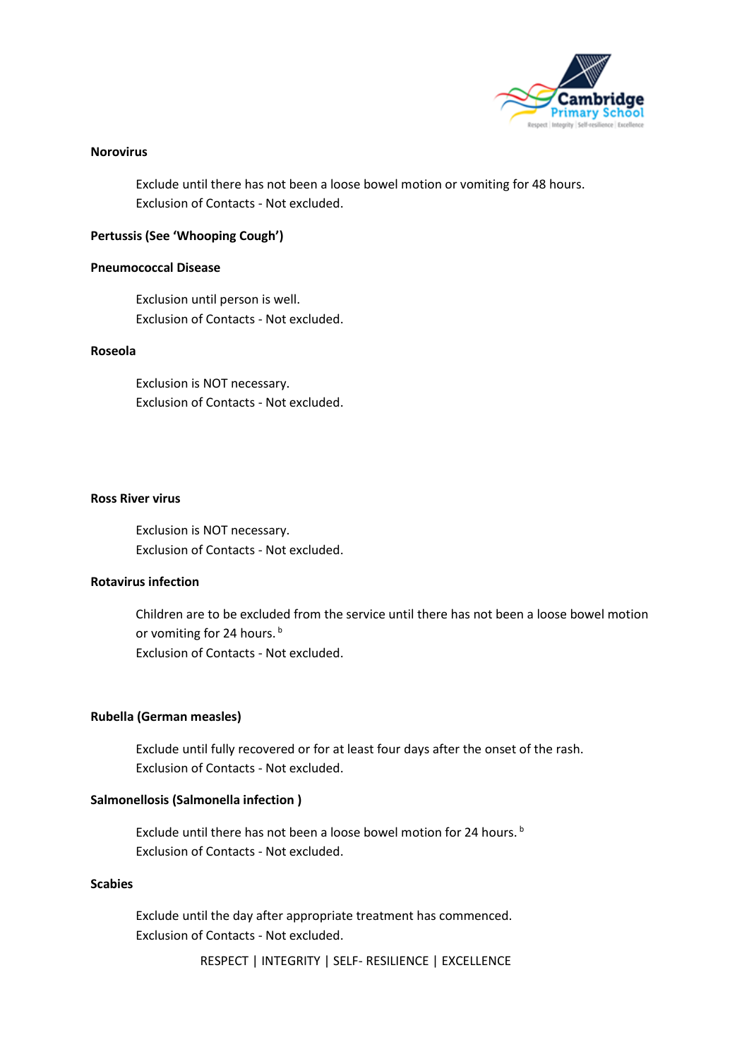**Norovirus**

Exclude until there has not been a loose bowel motion or vomiting for 48 hours.
Exclusion of Contacts - Not excluded.

**Pertussis (See 'Whooping Cough')**

**Pneumococcal Disease**

Exclusion until person is well.
Exclusion of Contacts - Not excluded.

**Roseola**

Exclusion is NOT necessary.
Exclusion of Contacts - Not excluded.

**Ross River virus**

Exclusion is NOT necessary.
Exclusion of Contacts - Not excluded.

**Rotavirus infection**

Children are to be excluded from the service until there has not been a loose bowel motion or vomiting for 24 hours. [b]
Exclusion of Contacts - Not excluded.

**Rubella (German measles)**

Exclude until fully recovered or for at least four days after the onset of the rash.
Exclusion of Contacts - Not excluded.

**Salmonellosis (Salmonella infection )**

Exclude until there has not been a loose bowel motion for 24 hours. [b]
Exclusion of Contacts - Not excluded.

**Scabies**

Exclude until the day after appropriate treatment has commenced.
Exclusion of Contacts - Not excluded.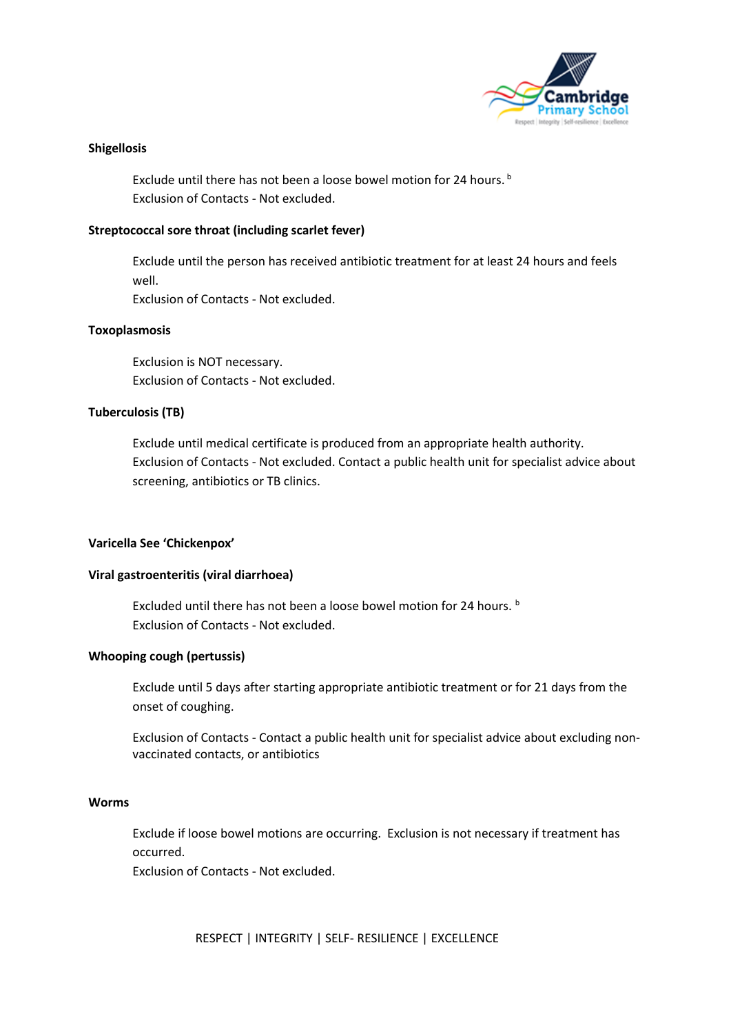**Shigellosis**

Exclude until there has not been a loose bowel motion for 24 hours. [b]
Exclusion of Contacts - Not excluded.

**Streptococcal sore throat (including scarlet fever)**

Exclude until the person has received antibiotic treatment for at least 24 hours and feels well.
Exclusion of Contacts - Not excluded.

**Toxoplasmosis**

Exclusion is NOT necessary.
Exclusion of Contacts - Not excluded.

**Tuberculosis (TB)**

Exclude until medical certificate is produced from an appropriate health authority.
Exclusion of Contacts - Not excluded. Contact a public health unit for specialist advice about screening, antibiotics or TB clinics.

**Varicella See 'Chickenpox'**

**Viral gastroenteritis (viral diarrhoea)**

Excluded until there has not been a loose bowel motion for 24 hours. [b]
Exclusion of Contacts - Not excluded.

**Whooping cough (pertussis)**

Exclude until 5 days after starting appropriate antibiotic treatment or for 21 days from the onset of coughing.

Exclusion of Contacts - Contact a public health unit for specialist advice about excluding non-vaccinated contacts, or antibiotics

**Worms**

Exclude if loose bowel motions are occurring. Exclusion is not necessary if treatment has occurred.
Exclusion of Contacts - Not excluded.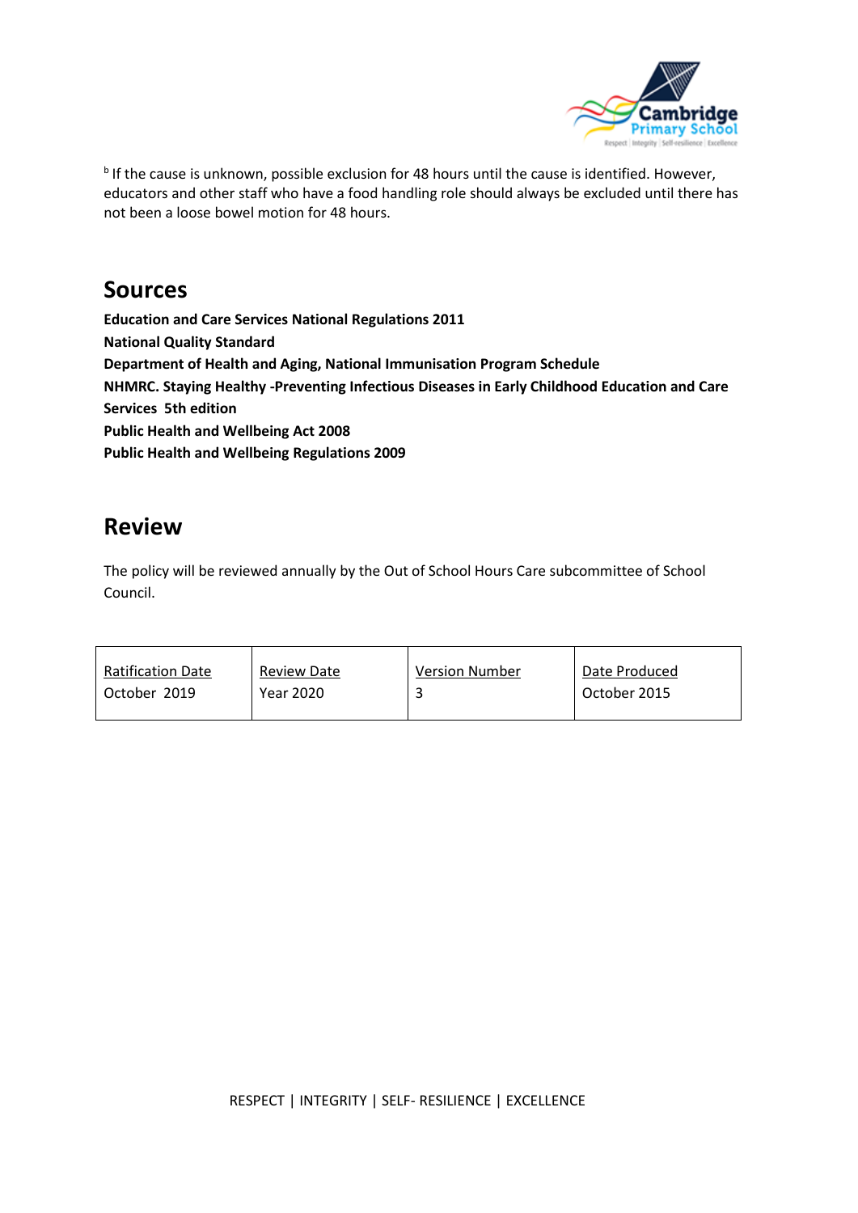[b] If the cause is unknown, possible exclusion for 48 hours until the cause is identified. However, educators and other staff who have a food handling role should always be excluded until there has not been a loose bowel motion for 48 hours.

## Sources

**Education and Care Services National Regulations 2011**
**National Quality Standard**
**Department of Health and Aging, National Immunisation Program Schedule**
**NHMRC. Staying Healthy -Preventing Infectious Diseases in Early Childhood Education and Care Services 5th edition**
**Public Health and Wellbeing Act 2008**
**Public Health and Wellbeing Regulations 2009**

## Review

The policy will be reviewed annually by the Out of School Hours Care subcommittee of School Council.

| Ratification Date | Review Date | Version Number | Date Produced |
|---|---|---|---|
| October 2019 | Year 2020 | 3 | October 2015 |